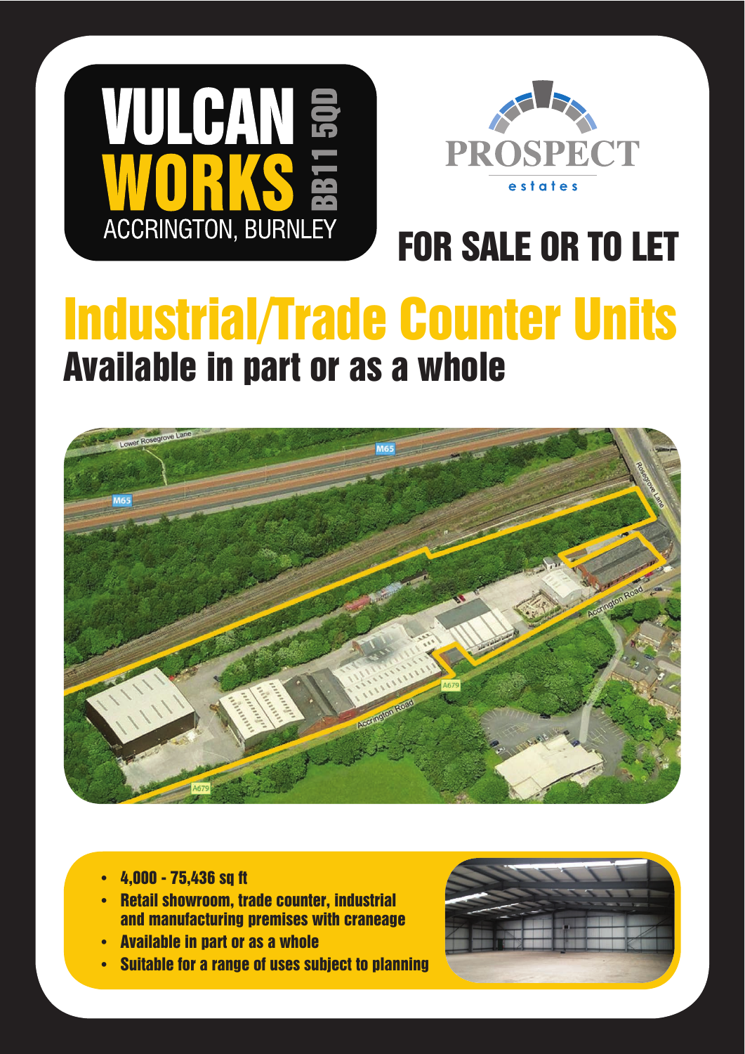# VULCAN WORKS

BB11 5QD

ACCRINGTON, BURNLEY

PROSPECT estates

## FOR SALE OR TO LET

# Industrial/Trade Counter Units

## Available in part or as a whole

- **4,000 - 75,436 sq ft**
- **Retail showroom, trade counter, industrial and manufacturing premises with craneage**
- **Available in part or as a whole**
- **Suitable for a range of uses subject to planning**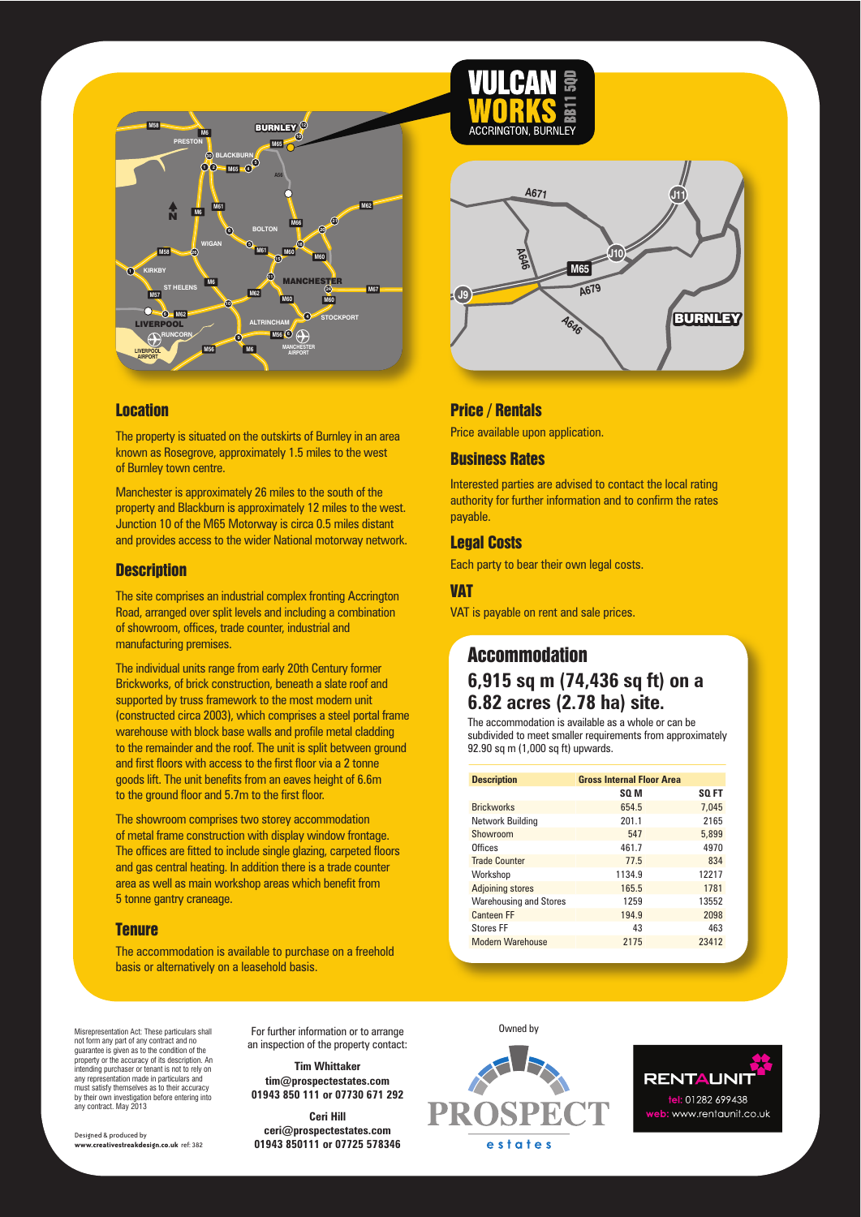# VULCAN WORKS

BB11 5QD

ACCRINGTON, BURNLEY

## Location

The property is situated on the outskirts of Burnley in an area known as Rosegrove, approximately 1.5 miles to the west of Burnley town centre.

Manchester is approximately 26 miles to the south of the property and Blackburn is approximately 12 miles to the west. Junction 10 of the M65 Motorway is circa 0.5 miles distant and provides access to the wider National motorway network.

## Description

The site comprises an industrial complex fronting Accrington Road, arranged over split levels and including a combination of showroom, offices, trade counter, industrial and manufacturing premises.

The individual units range from early 20th Century former Brickworks, of brick construction, beneath a slate roof and supported by truss framework to the most modern unit (constructed circa 2003), which comprises a steel portal frame warehouse with block base walls and profile metal cladding to the remainder and the roof. The unit is split between ground and first floors with access to the first floor via a 2 tonne goods lift. The unit benefits from an eaves height of 6.6m to the ground floor and 5.7m to the first floor.

The showroom comprises two storey accommodation of metal frame construction with display window frontage. The offices are fitted to include single glazing, carpeted floors and gas central heating. In addition there is a trade counter area as well as main workshop areas which benefit from 5 tonne gantry craneage.

## Tenure

The accommodation is available to purchase on a freehold basis or alternatively on a leasehold basis.

## Price / Rentals

Price available upon application.

## Business Rates

Interested parties are advised to contact the local rating authority for further information and to confirm the rates payable.

## Legal Costs

Each party to bear their own legal costs.

## VAT

VAT is payable on rent and sale prices.

## Accommodation

### 6,915 sq m (74,436 sq ft) on a 6.82 acres (2.78 ha) site.

The accommodation is available as a whole or can be subdivided to meet smaller requirements from approximately 92.90 sq m (1,000 sq ft) upwards.

| Description | Gross Internal Floor Area | |
|---|---|---|
| | SQ M | SQ FT |
| Brickworks | 654.5 | 7,045 |
| Network Building | 201.1 | 2165 |
| Showroom | 547 | 5,899 |
| Offices | 461.7 | 4970 |
| Trade Counter | 77.5 | 834 |
| Workshop | 1134.9 | 12217 |
| Adjoining stores | 165.5 | 1781 |
| Warehousing and Stores | 1259 | 13552 |
| Canteen FF | 194.9 | 2098 |
| Stores FF | 43 | 463 |
| Modern Warehouse | 2175 | 23412 |

Misrepresentation Act: These particulars shall not form any part of any contract and no guarantee is given as to the condition of the property or the accuracy of its description. An intending purchaser or tenant is not to rely on any representation made in particulars and must satisfy themselves as to their accuracy by their own investigation before entering into any contract. May 2013

Designed & produced by **www.creativestreakdesign.co.uk** ref: 382

For further information or to arrange an inspection of the property contact:

**Tim Whittaker**
**tim@prospectestates.com**
**01943 850 111 or 07730 671 292**

**Ceri Hill**
**ceri@prospectestates.com**
**01943 850111 or 07725 578346**

Owned by

PROSPECT estates

RENTAUNIT
tel: 01282 699438
web: www.rentaunit.co.uk